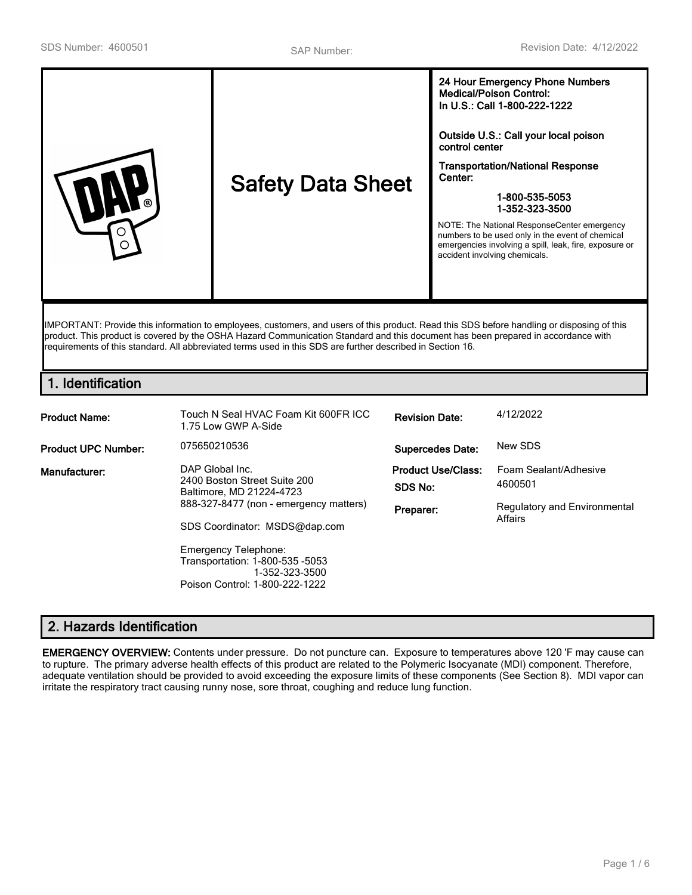SDS Number: 4600501 | SAP Number: | Revision Date: 4/12/2022

# Safety Data Sheet

**24 Hour Emergency Phone Numbers**
**Medical/Poison Control:**
**In U.S.: Call 1-800-222-1222**

**Outside U.S.: Call your local poison control center**

**Transportation/National Response Center:**

**1-800-535-5053**
**1-352-323-3500**

NOTE: The National ResponseCenter emergency numbers to be used only in the event of chemical emergencies involving a spill, leak, fire, exposure or accident involving chemicals.

IMPORTANT: Provide this information to employees, customers, and users of this product. Read this SDS before handling or disposing of this product. This product is covered by the OSHA Hazard Communication Standard and this document has been prepared in accordance with requirements of this standard. All abbreviated terms used in this SDS are further described in Section 16.

## 1. Identification

| | | | |
|---|---|---|---|
| **Product Name:** | Touch N Seal HVAC Foam Kit 600FR ICC 1.75 Low GWP A-Side | **Revision Date:** | 4/12/2022 |
| **Product UPC Number:** | 075650210536 | **Supercedes Date:** | New SDS |
| **Manufacturer:** | DAP Global Inc.<br>2400 Boston Street Suite 200<br>Baltimore, MD 21224-4723<br>888-327-8477 (non - emergency matters)<br><br>SDS Coordinator: MSDS@dap.com<br><br>Emergency Telephone:<br>Transportation: 1-800-535 -5053<br>1-352-323-3500<br>Poison Control: 1-800-222-1222 | **Product Use/Class:**<br>**SDS No:**<br>**Preparer:** | Foam Sealant/Adhesive<br>4600501<br>Regulatory and Environmental Affairs |

## 2. Hazards Identification

**EMERGENCY OVERVIEW:** Contents under pressure. Do not puncture can. Exposure to temperatures above 120 'F may cause can to rupture. The primary adverse health effects of this product are related to the Polymeric Isocyanate (MDI) component. Therefore, adequate ventilation should be provided to avoid exceeding the exposure limits of these components (See Section 8). MDI vapor can irritate the respiratory tract causing runny nose, sore throat, coughing and reduce lung function.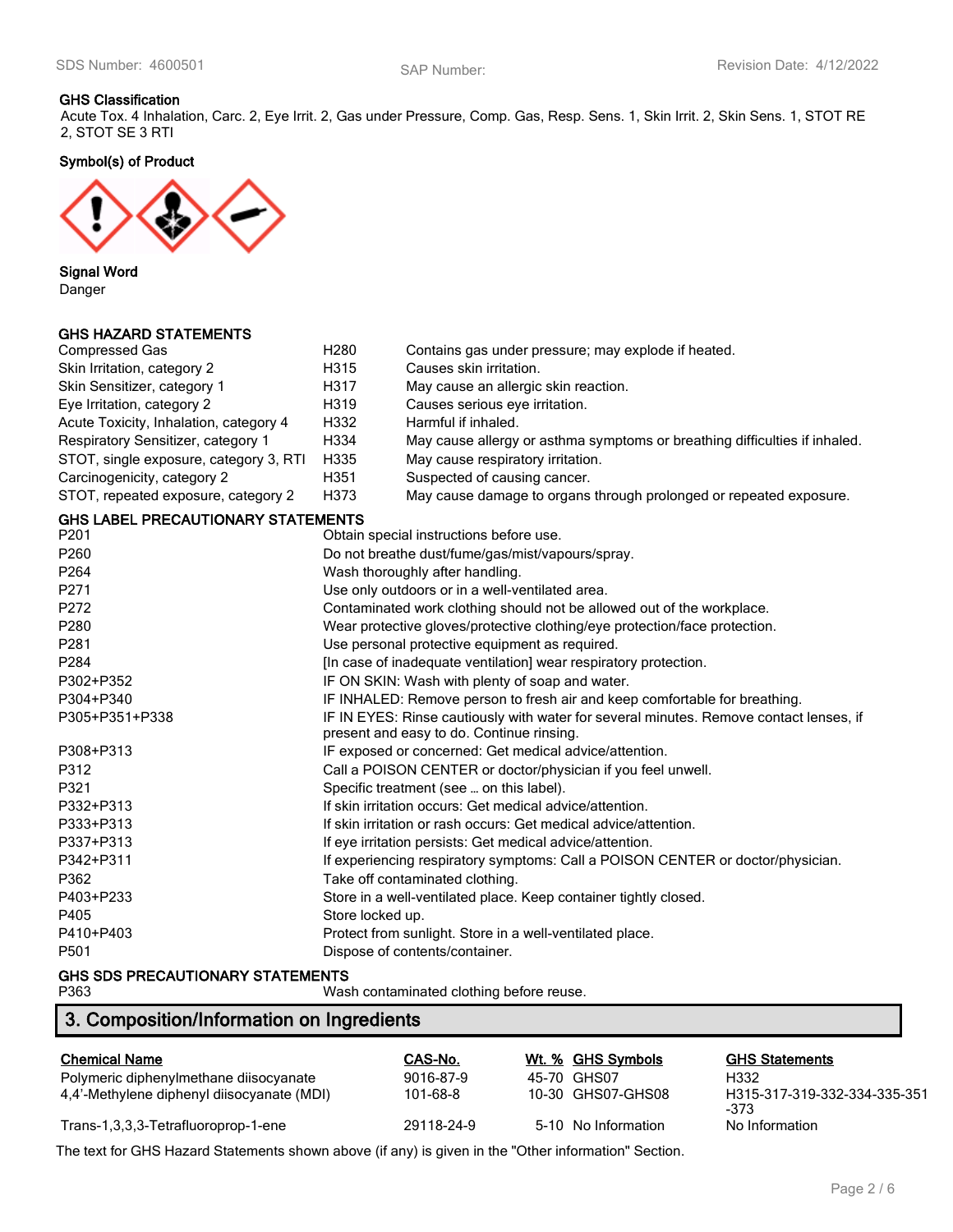**GHS Classification**
Acute Tox. 4 Inhalation, Carc. 2, Eye Irrit. 2, Gas under Pressure, Comp. Gas, Resp. Sens. 1, Skin Irrit. 2, Skin Sens. 1, STOT RE 2, STOT SE 3 RTI

**Symbol(s) of Product**

**Signal Word**
Danger

**GHS HAZARD STATEMENTS**

| | | |
|---|---|---|
| Compressed Gas | H280 | Contains gas under pressure; may explode if heated. |
| Skin Irritation, category 2 | H315 | Causes skin irritation. |
| Skin Sensitizer, category 1 | H317 | May cause an allergic skin reaction. |
| Eye Irritation, category 2 | H319 | Causes serious eye irritation. |
| Acute Toxicity, Inhalation, category 4 | H332 | Harmful if inhaled. |
| Respiratory Sensitizer, category 1 | H334 | May cause allergy or asthma symptoms or breathing difficulties if inhaled. |
| STOT, single exposure, category 3, RTI | H335 | May cause respiratory irritation. |
| Carcinogenicity, category 2 | H351 | Suspected of causing cancer. |
| STOT, repeated exposure, category 2 | H373 | May cause damage to organs through prolonged or repeated exposure. |

**GHS LABEL PRECAUTIONARY STATEMENTS**

| | |
|---|---|
| P201 | Obtain special instructions before use. |
| P260 | Do not breathe dust/fume/gas/mist/vapours/spray. |
| P264 | Wash thoroughly after handling. |
| P271 | Use only outdoors or in a well-ventilated area. |
| P272 | Contaminated work clothing should not be allowed out of the workplace. |
| P280 | Wear protective gloves/protective clothing/eye protection/face protection. |
| P281 | Use personal protective equipment as required. |
| P284 | [In case of inadequate ventilation] wear respiratory protection. |
| P302+P352 | IF ON SKIN: Wash with plenty of soap and water. |
| P304+P340 | IF INHALED: Remove person to fresh air and keep comfortable for breathing. |
| P305+P351+P338 | IF IN EYES: Rinse cautiously with water for several minutes. Remove contact lenses, if present and easy to do. Continue rinsing. |
| P308+P313 | IF exposed or concerned: Get medical advice/attention. |
| P312 | Call a POISON CENTER or doctor/physician if you feel unwell. |
| P321 | Specific treatment (see … on this label). |
| P332+P313 | If skin irritation occurs: Get medical advice/attention. |
| P333+P313 | If skin irritation or rash occurs: Get medical advice/attention. |
| P337+P313 | If eye irritation persists: Get medical advice/attention. |
| P342+P311 | If experiencing respiratory symptoms: Call a POISON CENTER or doctor/physician. |
| P362 | Take off contaminated clothing. |
| P403+P233 | Store in a well-ventilated place. Keep container tightly closed. |
| P405 | Store locked up. |
| P410+P403 | Protect from sunlight. Store in a well-ventilated place. |
| P501 | Dispose of contents/container. |

**GHS SDS PRECAUTIONARY STATEMENTS**

| | |
|---|---|
| P363 | Wash contaminated clothing before reuse. |

## 3. Composition/Information on Ingredients

| Chemical Name | CAS-No. | Wt. % | GHS Symbols | GHS Statements |
|---|---|---|---|---|
| Polymeric diphenylmethane diisocyanate | 9016-87-9 | 45-70 | GHS07 | H332 |
| 4,4'-Methylene diphenyl diisocyanate (MDI) | 101-68-8 | 10-30 | GHS07-GHS08 | H315-317-319-332-334-335-351-373 |
| Trans-1,3,3,3-Tetrafluoroprop-1-ene | 29118-24-9 | 5-10 | No Information | No Information |

The text for GHS Hazard Statements shown above (if any) is given in the "Other information" Section.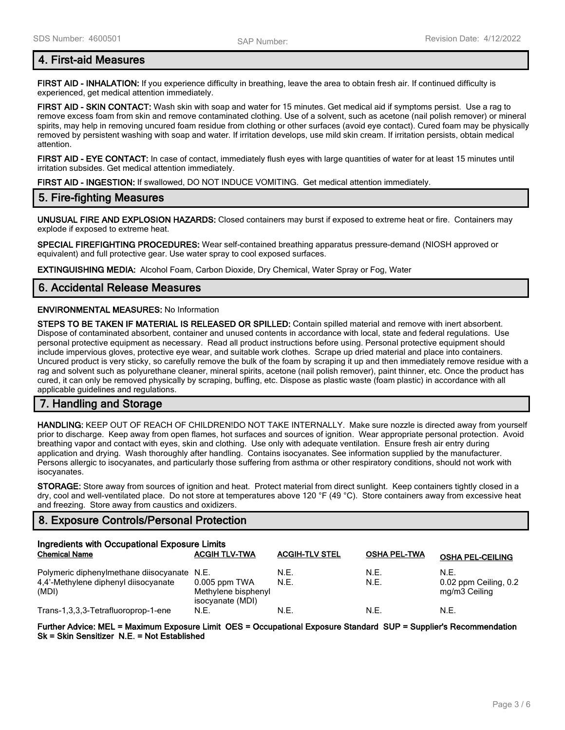## 4. First-aid Measures

**FIRST AID - INHALATION:** If you experience difficulty in breathing, leave the area to obtain fresh air. If continued difficulty is experienced, get medical attention immediately.

**FIRST AID - SKIN CONTACT:** Wash skin with soap and water for 15 minutes. Get medical aid if symptoms persist. Use a rag to remove excess foam from skin and remove contaminated clothing. Use of a solvent, such as acetone (nail polish remover) or mineral spirits, may help in removing uncured foam residue from clothing or other surfaces (avoid eye contact). Cured foam may be physically removed by persistent washing with soap and water. If irritation develops, use mild skin cream. If irritation persists, obtain medical attention.

**FIRST AID - EYE CONTACT:** In case of contact, immediately flush eyes with large quantities of water for at least 15 minutes until irritation subsides. Get medical attention immediately.

**FIRST AID - INGESTION:** If swallowed, DO NOT INDUCE VOMITING. Get medical attention immediately.

## 5. Fire-fighting Measures

**UNUSUAL FIRE AND EXPLOSION HAZARDS:** Closed containers may burst if exposed to extreme heat or fire. Containers may explode if exposed to extreme heat.

**SPECIAL FIREFIGHTING PROCEDURES:** Wear self-contained breathing apparatus pressure-demand (NIOSH approved or equivalent) and full protective gear. Use water spray to cool exposed surfaces.

**EXTINGUISHING MEDIA:** Alcohol Foam, Carbon Dioxide, Dry Chemical, Water Spray or Fog, Water

## 6. Accidental Release Measures

**ENVIRONMENTAL MEASURES:** No Information

**STEPS TO BE TAKEN IF MATERIAL IS RELEASED OR SPILLED:** Contain spilled material and remove with inert absorbent. Dispose of contaminated absorbent, container and unused contents in accordance with local, state and federal regulations. Use personal protective equipment as necessary. Read all product instructions before using. Personal protective equipment should include impervious gloves, protective eye wear, and suitable work clothes. Scrape up dried material and place into containers. Uncured product is very sticky, so carefully remove the bulk of the foam by scraping it up and then immediately remove residue with a rag and solvent such as polyurethane cleaner, mineral spirits, acetone (nail polish remover), paint thinner, etc. Once the product has cured, it can only be removed physically by scraping, buffing, etc. Dispose as plastic waste (foam plastic) in accordance with all applicable guidelines and regulations.

## 7. Handling and Storage

**HANDLING:** KEEP OUT OF REACH OF CHILDREN!DO NOT TAKE INTERNALLY. Make sure nozzle is directed away from yourself prior to discharge. Keep away from open flames, hot surfaces and sources of ignition. Wear appropriate personal protection. Avoid breathing vapor and contact with eyes, skin and clothing. Use only with adequate ventilation. Ensure fresh air entry during application and drying. Wash thoroughly after handling. Contains isocyanates. See information supplied by the manufacturer. Persons allergic to isocyanates, and particularly those suffering from asthma or other respiratory conditions, should not work with isocyanates.

**STORAGE:** Store away from sources of ignition and heat. Protect material from direct sunlight. Keep containers tightly closed in a dry, cool and well-ventilated place. Do not store at temperatures above 120 °F (49 °C). Store containers away from excessive heat and freezing. Store away from caustics and oxidizers.

## 8. Exposure Controls/Personal Protection

**Ingredients with Occupational Exposure Limits**

| Chemical Name | ACGIH TLV-TWA | ACGIH-TLV STEL | OSHA PEL-TWA | OSHA PEL-CEILING |
|---|---|---|---|---|
| Polymeric diphenylmethane diisocyanate | N.E. | N.E. | N.E. | N.E. |
| 4,4'-Methylene diphenyl diisocyanate (MDI) | 0.005 ppm TWA Methylene bisphenyl isocyanate (MDI) | N.E. | N.E. | 0.02 ppm Ceiling, 0.2 mg/m3 Ceiling |
| Trans-1,3,3,3-Tetrafluoroprop-1-ene | N.E. | N.E. | N.E. | N.E. |

**Further Advice: MEL = Maximum Exposure Limit OES = Occupational Exposure Standard SUP = Supplier's Recommendation Sk = Skin Sensitizer N.E. = Not Established**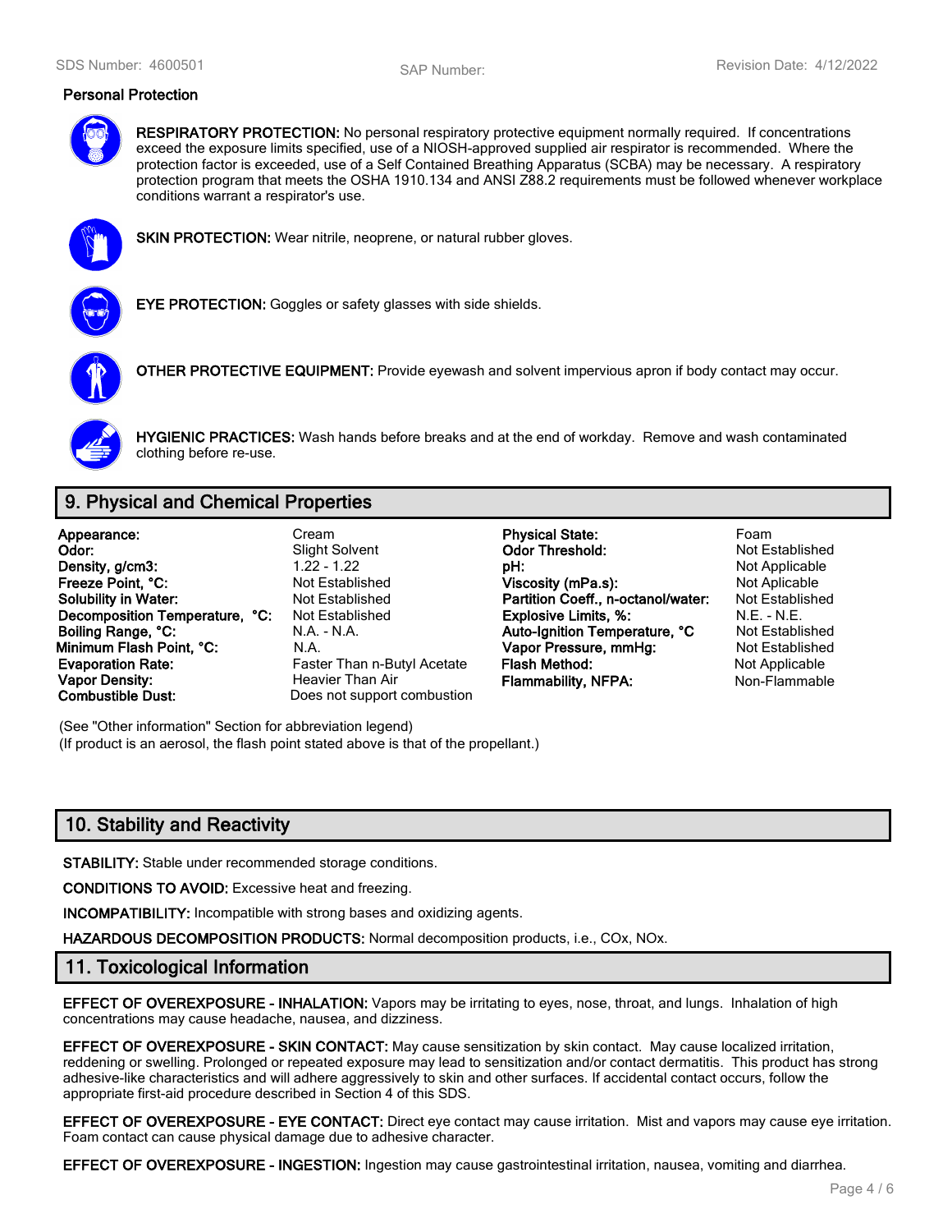### Personal Protection

**RESPIRATORY PROTECTION:** No personal respiratory protective equipment normally required. If concentrations exceed the exposure limits specified, use of a NIOSH-approved supplied air respirator is recommended. Where the protection factor is exceeded, use of a Self Contained Breathing Apparatus (SCBA) may be necessary. A respiratory protection program that meets the OSHA 1910.134 and ANSI Z88.2 requirements must be followed whenever workplace conditions warrant a respirator's use.

**SKIN PROTECTION:** Wear nitrile, neoprene, or natural rubber gloves.

**EYE PROTECTION:** Goggles or safety glasses with side shields.

**OTHER PROTECTIVE EQUIPMENT:** Provide eyewash and solvent impervious apron if body contact may occur.

**HYGIENIC PRACTICES:** Wash hands before breaks and at the end of workday. Remove and wash contaminated clothing before re-use.

## 9. Physical and Chemical Properties

| | | | |
|---|---|---|---|
| **Appearance:** | Cream | **Physical State:** | Foam |
| **Odor:** | Slight Solvent | **Odor Threshold:** | Not Established |
| **Density, g/cm3:** | 1.22 - 1.22 | **pH:** | Not Applicable |
| **Freeze Point, °C:** | Not Established | **Viscosity (mPa.s):** | Not Aplicable |
| **Solubility in Water:** | Not Established | **Partition Coeff., n-octanol/water:** | Not Established |
| **Decomposition Temperature, °C:** | Not Established | **Explosive Limits, %:** | N.E. - N.E. |
| **Boiling Range, °C:** | N.A. - N.A. | **Auto-Ignition Temperature, °C** | Not Established |
| **Minimum Flash Point, °C:** | N.A. | **Vapor Pressure, mmHg:** | Not Established |
| **Evaporation Rate:** | Faster Than n-Butyl Acetate | **Flash Method:** | Not Applicable |
| **Vapor Density:** | Heavier Than Air | **Flammability, NFPA:** | Non-Flammable |
| **Combustible Dust:** | Does not support combustion | | |

(See "Other information" Section for abbreviation legend)
(If product is an aerosol, the flash point stated above is that of the propellant.)

## 10. Stability and Reactivity

**STABILITY:** Stable under recommended storage conditions.

**CONDITIONS TO AVOID:** Excessive heat and freezing.

**INCOMPATIBILITY:** Incompatible with strong bases and oxidizing agents.

**HAZARDOUS DECOMPOSITION PRODUCTS:** Normal decomposition products, i.e., COx, NOx.

## 11. Toxicological Information

**EFFECT OF OVEREXPOSURE - INHALATION:** Vapors may be irritating to eyes, nose, throat, and lungs. Inhalation of high concentrations may cause headache, nausea, and dizziness.

**EFFECT OF OVEREXPOSURE - SKIN CONTACT:** May cause sensitization by skin contact. May cause localized irritation, reddening or swelling. Prolonged or repeated exposure may lead to sensitization and/or contact dermatitis. This product has strong adhesive-like characteristics and will adhere aggressively to skin and other surfaces. If accidental contact occurs, follow the appropriate first-aid procedure described in Section 4 of this SDS.

**EFFECT OF OVEREXPOSURE - EYE CONTACT:** Direct eye contact may cause irritation. Mist and vapors may cause eye irritation. Foam contact can cause physical damage due to adhesive character.

**EFFECT OF OVEREXPOSURE - INGESTION:** Ingestion may cause gastrointestinal irritation, nausea, vomiting and diarrhea.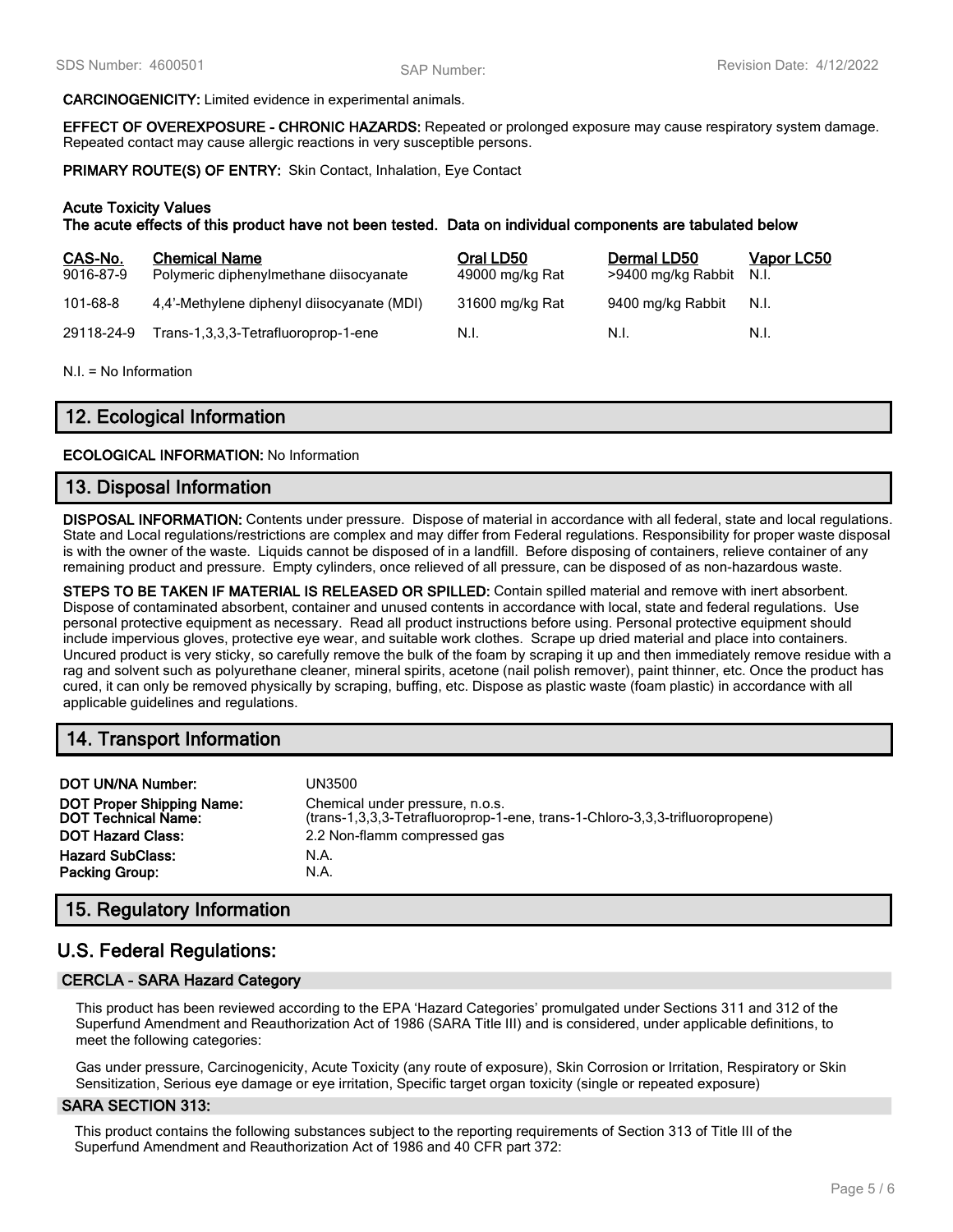**CARCINOGENICITY:** Limited evidence in experimental animals.

**EFFECT OF OVEREXPOSURE - CHRONIC HAZARDS:** Repeated or prolonged exposure may cause respiratory system damage. Repeated contact may cause allergic reactions in very susceptible persons.

**PRIMARY ROUTE(S) OF ENTRY:** Skin Contact, Inhalation, Eye Contact

**Acute Toxicity Values**
**The acute effects of this product have not been tested. Data on individual components are tabulated below**

| CAS-No. | Chemical Name | Oral LD50 | Dermal LD50 | Vapor LC50 |
|---|---|---|---|---|
| 9016-87-9 | Polymeric diphenylmethane diisocyanate | 49000 mg/kg Rat | >9400 mg/kg Rabbit | N.I. |
| 101-68-8 | 4,4'-Methylene diphenyl diisocyanate (MDI) | 31600 mg/kg Rat | 9400 mg/kg Rabbit | N.I. |
| 29118-24-9 | Trans-1,3,3,3-Tetrafluoroprop-1-ene | N.I. | N.I. | N.I. |

N.I. = No Information

## 12. Ecological Information

**ECOLOGICAL INFORMATION:** No Information

## 13. Disposal Information

**DISPOSAL INFORMATION:** Contents under pressure. Dispose of material in accordance with all federal, state and local regulations. State and Local regulations/restrictions are complex and may differ from Federal regulations. Responsibility for proper waste disposal is with the owner of the waste. Liquids cannot be disposed of in a landfill. Before disposing of containers, relieve container of any remaining product and pressure. Empty cylinders, once relieved of all pressure, can be disposed of as non-hazardous waste.

**STEPS TO BE TAKEN IF MATERIAL IS RELEASED OR SPILLED:** Contain spilled material and remove with inert absorbent. Dispose of contaminated absorbent, container and unused contents in accordance with local, state and federal regulations. Use personal protective equipment as necessary. Read all product instructions before using. Personal protective equipment should include impervious gloves, protective eye wear, and suitable work clothes. Scrape up dried material and place into containers. Uncured product is very sticky, so carefully remove the bulk of the foam by scraping it up and then immediately remove residue with a rag and solvent such as polyurethane cleaner, mineral spirits, acetone (nail polish remover), paint thinner, etc. Once the product has cured, it can only be removed physically by scraping, buffing, etc. Dispose as plastic waste (foam plastic) in accordance with all applicable guidelines and regulations.

## 14. Transport Information

| | |
|---|---|
| **DOT UN/NA Number:** | UN3500 |
| **DOT Proper Shipping Name:** | Chemical under pressure, n.o.s. |
| **DOT Technical Name:** | (trans-1,3,3,3-Tetrafluoroprop-1-ene, trans-1-Chloro-3,3,3-trifluoropropene) |
| **DOT Hazard Class:** | 2.2 Non-flamm compressed gas |
| **Hazard SubClass:** | N.A. |
| **Packing Group:** | N.A. |

## 15. Regulatory Information

## U.S. Federal Regulations:

### CERCLA - SARA Hazard Category

This product has been reviewed according to the EPA 'Hazard Categories' promulgated under Sections 311 and 312 of the Superfund Amendment and Reauthorization Act of 1986 (SARA Title III) and is considered, under applicable definitions, to meet the following categories:

Gas under pressure, Carcinogenicity, Acute Toxicity (any route of exposure), Skin Corrosion or Irritation, Respiratory or Skin Sensitization, Serious eye damage or eye irritation, Specific target organ toxicity (single or repeated exposure)

### SARA SECTION 313:

This product contains the following substances subject to the reporting requirements of Section 313 of Title III of the Superfund Amendment and Reauthorization Act of 1986 and 40 CFR part 372: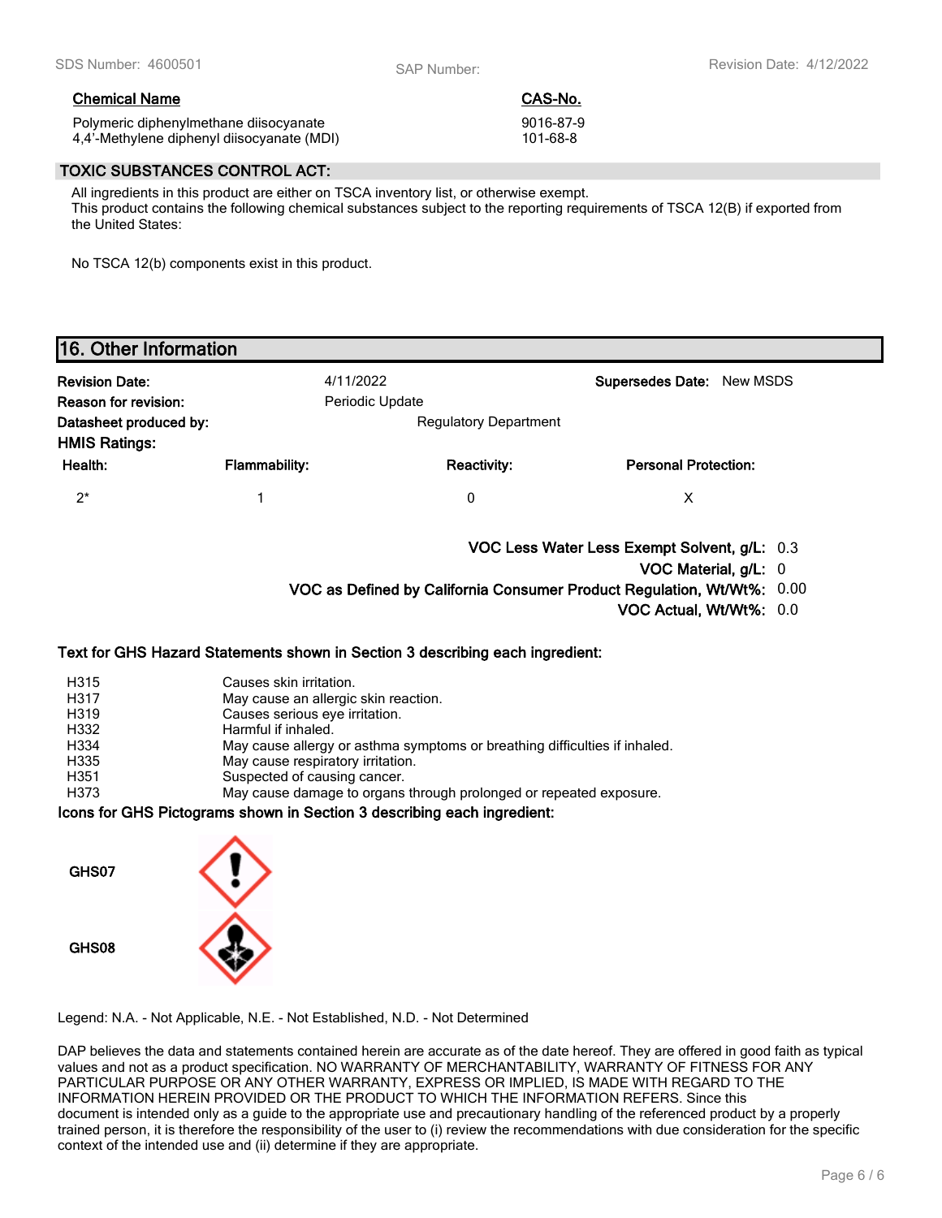| Chemical Name | CAS-No. |
| --- | --- |
| Polymeric diphenylmethane diisocyanate | 9016-87-9 |
| 4,4'-Methylene diphenyl diisocyanate (MDI) | 101-68-8 |

## TOXIC SUBSTANCES CONTROL ACT:

All ingredients in this product are either on TSCA inventory list, or otherwise exempt.
This product contains the following chemical substances subject to the reporting requirements of TSCA 12(B) if exported from the United States:

No TSCA 12(b) components exist in this product.

## 16. Other Information

**Revision Date:** 4/11/2022 **Supersedes Date:** New MSDS

**Reason for revision:** Periodic Update

**Datasheet produced by:** Regulatory Department

**HMIS Ratings:**

| Health: | Flammability: | Reactivity: | Personal Protection: |
| --- | --- | --- | --- |
| 2* | 1 | 0 | X |

**VOC Less Water Less Exempt Solvent, g/L:** 0.3

**VOC Material, g/L:** 0

**VOC as Defined by California Consumer Product Regulation, Wt/Wt%:** 0.00

**VOC Actual, Wt/Wt%:** 0.0

**Text for GHS Hazard Statements shown in Section 3 describing each ingredient:**

| | |
| --- | --- |
| H315 | Causes skin irritation. |
| H317 | May cause an allergic skin reaction. |
| H319 | Causes serious eye irritation. |
| H332 | Harmful if inhaled. |
| H334 | May cause allergy or asthma symptoms or breathing difficulties if inhaled. |
| H335 | May cause respiratory irritation. |
| H351 | Suspected of causing cancer. |
| H373 | May cause damage to organs through prolonged or repeated exposure. |

**Icons for GHS Pictograms shown in Section 3 describing each ingredient:**

GHS07

GHS08

Legend: N.A. - Not Applicable, N.E. - Not Established, N.D. - Not Determined

DAP believes the data and statements contained herein are accurate as of the date hereof. They are offered in good faith as typical values and not as a product specification. NO WARRANTY OF MERCHANTABILITY, WARRANTY OF FITNESS FOR ANY PARTICULAR PURPOSE OR ANY OTHER WARRANTY, EXPRESS OR IMPLIED, IS MADE WITH REGARD TO THE INFORMATION HEREIN PROVIDED OR THE PRODUCT TO WHICH THE INFORMATION REFERS. Since this document is intended only as a guide to the appropriate use and precautionary handling of the referenced product by a properly trained person, it is therefore the responsibility of the user to (i) review the recommendations with due consideration for the specific context of the intended use and (ii) determine if they are appropriate.